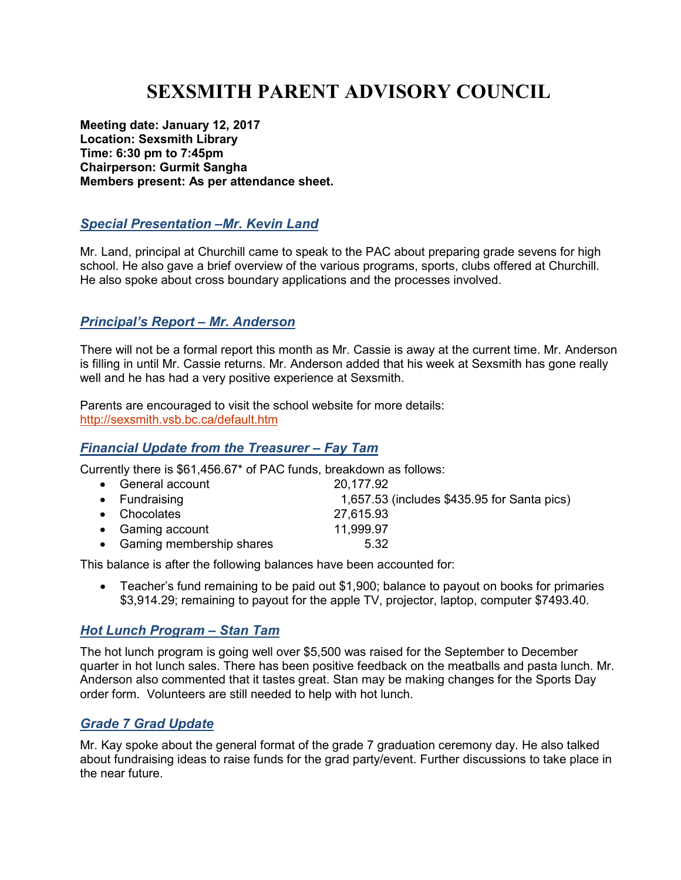# SEXSMITH PARENT ADVISORY COUNCIL

**Meeting date: January 12, 2017**
**Location: Sexsmith Library**
**Time: 6:30 pm to 7:45pm**
**Chairperson: Gurmit Sangha**
**Members present: As per attendance sheet.**

## *Special Presentation –Mr. Kevin Land*

Mr. Land, principal at Churchill came to speak to the PAC about preparing grade sevens for high school. He also gave a brief overview of the various programs, sports, clubs offered at Churchill. He also spoke about cross boundary applications and the processes involved.

## *Principal's Report – Mr. Anderson*

There will not be a formal report this month as Mr. Cassie is away at the current time. Mr. Anderson is filling in until Mr. Cassie returns. Mr. Anderson added that his week at Sexsmith has gone really well and he has had a very positive experience at Sexsmith.

Parents are encouraged to visit the school website for more details:
http://sexsmith.vsb.bc.ca/default.htm

## *Financial Update from the Treasurer – Fay Tam*

Currently there is $61,456.67* of PAC funds, breakdown as follows:

- General account 20,177.92
- Fundraising 1,657.53 (includes $435.95 for Santa pics)
- Chocolates 27,615.93
- Gaming account 11,999.97
- Gaming membership shares 5.32

This balance is after the following balances have been accounted for:

- Teacher's fund remaining to be paid out $1,900; balance to payout on books for primaries $3,914.29; remaining to payout for the apple TV, projector, laptop, computer $7493.40.

## *Hot Lunch Program – Stan Tam*

The hot lunch program is going well over $5,500 was raised for the September to December quarter in hot lunch sales. There has been positive feedback on the meatballs and pasta lunch. Mr. Anderson also commented that it tastes great. Stan may be making changes for the Sports Day order form. Volunteers are still needed to help with hot lunch.

## *Grade 7 Grad Update*

Mr. Kay spoke about the general format of the grade 7 graduation ceremony day. He also talked about fundraising ideas to raise funds for the grad party/event. Further discussions to take place in the near future.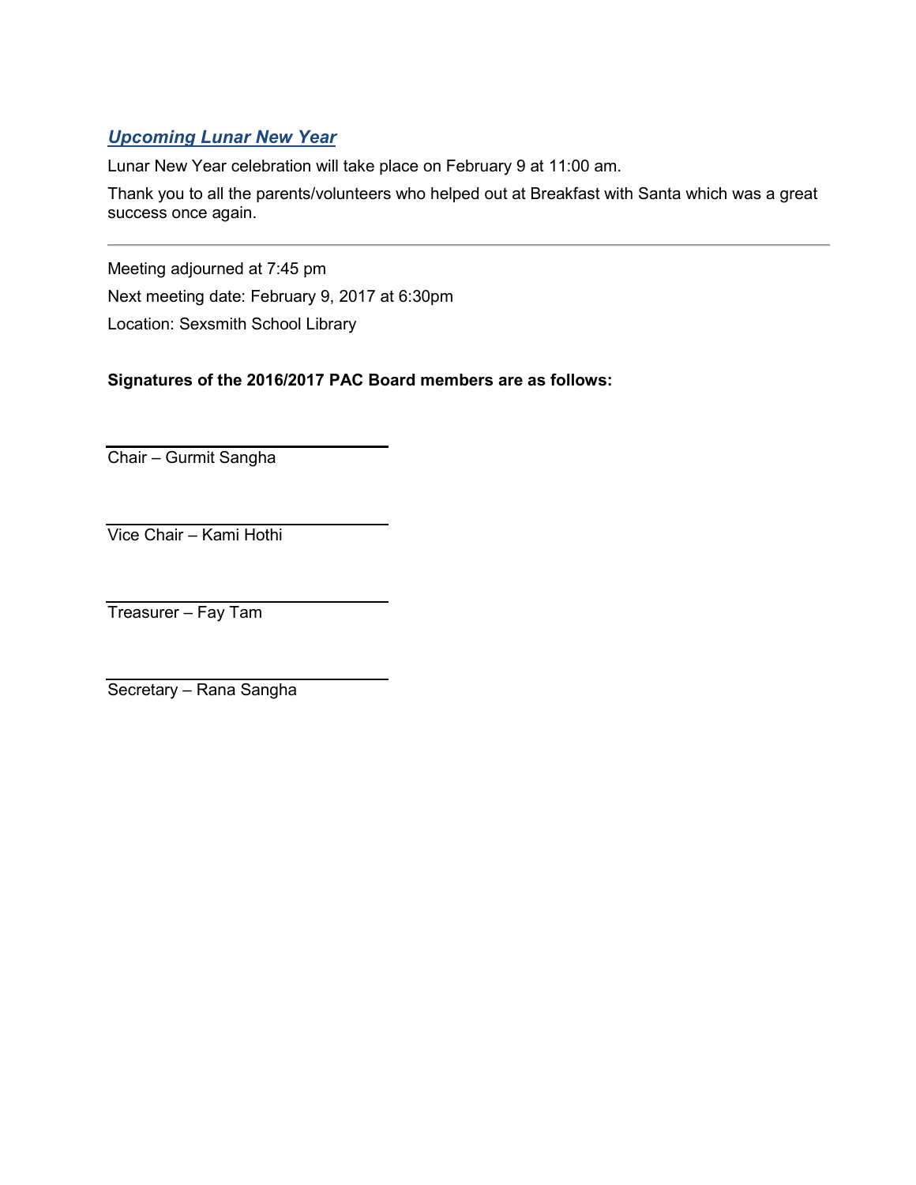## ***Upcoming Lunar New Year***

Lunar New Year celebration will take place on February 9 at 11:00 am.

Thank you to all the parents/volunteers who helped out at Breakfast with Santa which was a great success once again.

---

Meeting adjourned at 7:45 pm

Next meeting date: February 9, 2017 at 6:30pm

Location: Sexsmith School Library

**Signatures of the 2016/2017 PAC Board members are as follows:**

\_\_\_\_\_\_\_\_\_\_\_\_\_\_\_\_\_\_\_\_\_\_\_\_\_\_\_\_

Chair – Gurmit Sangha

\_\_\_\_\_\_\_\_\_\_\_\_\_\_\_\_\_\_\_\_\_\_\_\_\_\_\_\_

Vice Chair – Kami Hothi

\_\_\_\_\_\_\_\_\_\_\_\_\_\_\_\_\_\_\_\_\_\_\_\_\_\_\_\_

Treasurer – Fay Tam

\_\_\_\_\_\_\_\_\_\_\_\_\_\_\_\_\_\_\_\_\_\_\_\_\_\_\_\_

Secretary – Rana Sangha